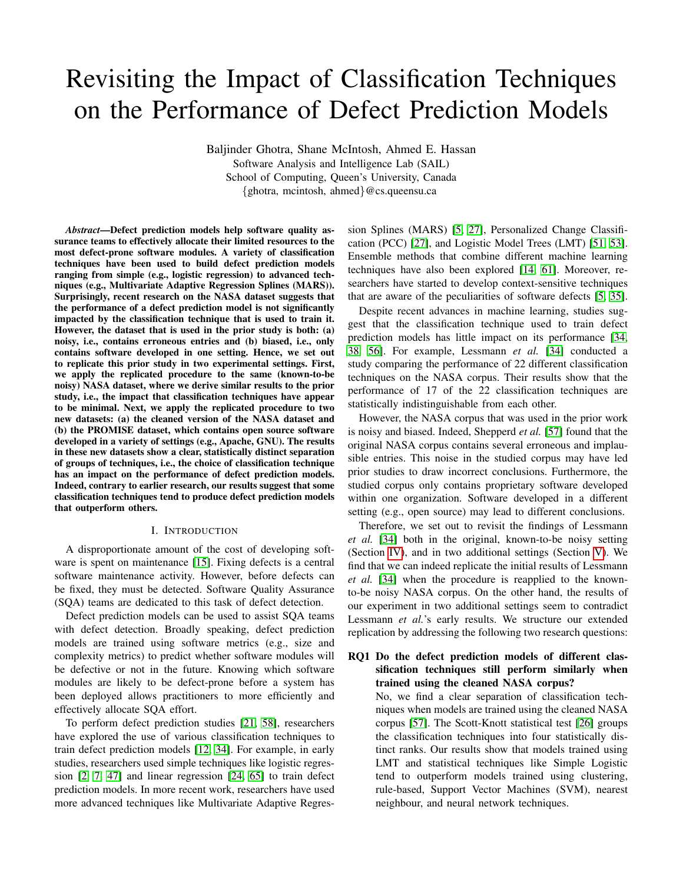# Revisiting the Impact of Classification Techniques on the Performance of Defect Prediction Models

Baljinder Ghotra, Shane McIntosh, Ahmed E. Hassan
Software Analysis and Intelligence Lab (SAIL)
School of Computing, Queen's University, Canada
{ghotra, mcintosh, ahmed}@cs.queensu.ca

***Abstract*—Defect prediction models help software quality assurance teams to effectively allocate their limited resources to the most defect-prone software modules. A variety of classification techniques have been used to build defect prediction models ranging from simple (e.g., logistic regression) to advanced techniques (e.g., Multivariate Adaptive Regression Splines (MARS)). Surprisingly, recent research on the NASA dataset suggests that the performance of a defect prediction model is not significantly impacted by the classification technique that is used to train it. However, the dataset that is used in the prior study is both: (a) noisy, i.e., contains erroneous entries and (b) biased, i.e., only contains software developed in one setting. Hence, we set out to replicate this prior study in two experimental settings. First, we apply the replicated procedure to the same (known-to-be noisy) NASA dataset, where we derive similar results to the prior study, i.e., the impact that classification techniques have appear to be minimal. Next, we apply the replicated procedure to two new datasets: (a) the cleaned version of the NASA dataset and (b) the PROMISE dataset, which contains open source software developed in a variety of settings (e.g., Apache, GNU). The results in these new datasets show a clear, statistically distinct separation of groups of techniques, i.e., the choice of classification technique has an impact on the performance of defect prediction models. Indeed, contrary to earlier research, our results suggest that some classification techniques tend to produce defect prediction models that outperform others.**

## I. Introduction

A disproportionate amount of the cost of developing software is spent on maintenance [15]. Fixing defects is a central software maintenance activity. However, before defects can be fixed, they must be detected. Software Quality Assurance (SQA) teams are dedicated to this task of defect detection.

Defect prediction models can be used to assist SQA teams with defect detection. Broadly speaking, defect prediction models are trained using software metrics (e.g., size and complexity metrics) to predict whether software modules will be defective or not in the future. Knowing which software modules are likely to be defect-prone before a system has been deployed allows practitioners to more efficiently and effectively allocate SQA effort.

To perform defect prediction studies [21, 58], researchers have explored the use of various classification techniques to train defect prediction models [12, 34]. For example, in early studies, researchers used simple techniques like logistic regression [2, 7, 47] and linear regression [24, 65] to train defect prediction models. In more recent work, researchers have used more advanced techniques like Multivariate Adaptive Regression Splines (MARS) [5, 27], Personalized Change Classification (PCC) [27], and Logistic Model Trees (LMT) [51, 53]. Ensemble methods that combine different machine learning techniques have also been explored [14, 61]. Moreover, researchers have started to develop context-sensitive techniques that are aware of the peculiarities of software defects [5, 35].

Despite recent advances in machine learning, studies suggest that the classification technique used to train defect prediction models has little impact on its performance [34, 38, 56]. For example, Lessmann *et al.* [34] conducted a study comparing the performance of 22 different classification techniques on the NASA corpus. Their results show that the performance of 17 of the 22 classification techniques are statistically indistinguishable from each other.

However, the NASA corpus that was used in the prior work is noisy and biased. Indeed, Shepperd *et al.* [57] found that the original NASA corpus contains several erroneous and implausible entries. This noise in the studied corpus may have led prior studies to draw incorrect conclusions. Furthermore, the studied corpus only contains proprietary software developed within one organization. Software developed in a different setting (e.g., open source) may lead to different conclusions.

Therefore, we set out to revisit the findings of Lessmann *et al.* [34] both in the original, known-to-be noisy setting (Section IV), and in two additional settings (Section V). We find that we can indeed replicate the initial results of Lessmann *et al.* [34] when the procedure is reapplied to the known-to-be noisy NASA corpus. On the other hand, the results of our experiment in two additional settings seem to contradict Lessmann *et al.*'s early results. We structure our extended replication by addressing the following two research questions:

**RQ1 Do the defect prediction models of different classification techniques still perform similarly when trained using the cleaned NASA corpus?**
No, we find a clear separation of classification techniques when models are trained using the cleaned NASA corpus [57]. The Scott-Knott statistical test [26] groups the classification techniques into four statistically distinct ranks. Our results show that models trained using LMT and statistical techniques like Simple Logistic tend to outperform models trained using clustering, rule-based, Support Vector Machines (SVM), nearest neighbour, and neural network techniques.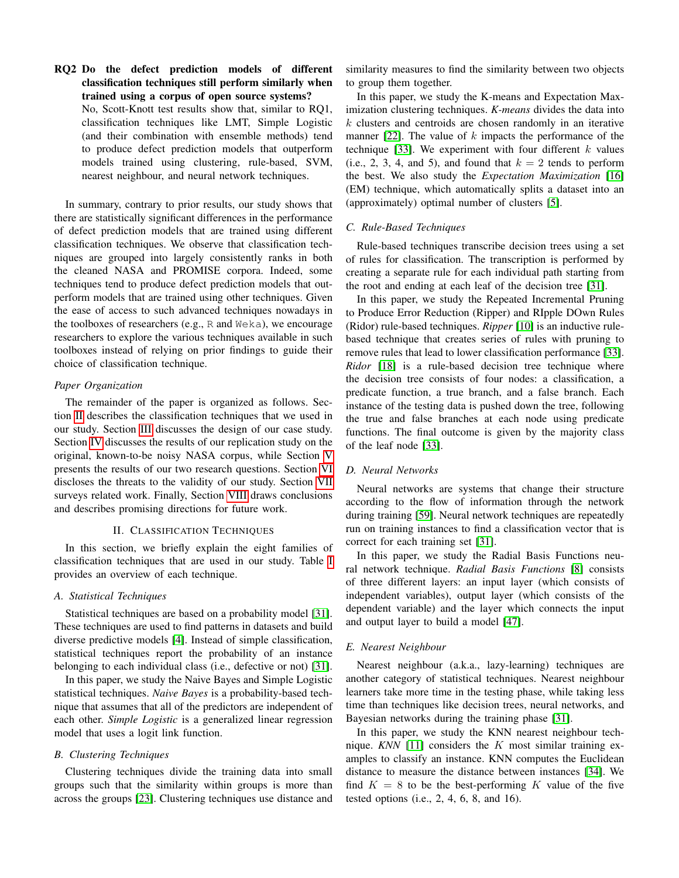**RQ2 Do the defect prediction models of different classification techniques still perform similarly when trained using a corpus of open source systems?**
No, Scott-Knott test results show that, similar to RQ1, classification techniques like LMT, Simple Logistic (and their combination with ensemble methods) tend to produce defect prediction models that outperform models trained using clustering, rule-based, SVM, nearest neighbour, and neural network techniques.

In summary, contrary to prior results, our study shows that there are statistically significant differences in the performance of defect prediction models that are trained using different classification techniques. We observe that classification techniques are grouped into largely consistently ranks in both the cleaned NASA and PROMISE corpora. Indeed, some techniques tend to produce defect prediction models that outperform models that are trained using other techniques. Given the ease of access to such advanced techniques nowadays in the toolboxes of researchers (e.g., `R` and `Weka`), we encourage researchers to explore the various techniques available in such toolboxes instead of relying on prior findings to guide their choice of classification technique.

*Paper Organization*

The remainder of the paper is organized as follows. Section II describes the classification techniques that we used in our study. Section III discusses the design of our case study. Section IV discusses the results of our replication study on the original, known-to-be noisy NASA corpus, while Section V presents the results of our two research questions. Section VI discloses the threats to the validity of our study. Section VII surveys related work. Finally, Section VIII draws conclusions and describes promising directions for future work.

## II. Classification Techniques

In this section, we briefly explain the eight families of classification techniques that are used in our study. Table I provides an overview of each technique.

### A. Statistical Techniques

Statistical techniques are based on a probability model [31]. These techniques are used to find patterns in datasets and build diverse predictive models [4]. Instead of simple classification, statistical techniques report the probability of an instance belonging to each individual class (i.e., defective or not) [31].

In this paper, we study the Naive Bayes and Simple Logistic statistical techniques. *Naive Bayes* is a probability-based technique that assumes that all of the predictors are independent of each other. *Simple Logistic* is a generalized linear regression model that uses a logit link function.

### B. Clustering Techniques

Clustering techniques divide the training data into small groups such that the similarity within groups is more than across the groups [23]. Clustering techniques use distance and similarity measures to find the similarity between two objects to group them together.

In this paper, we study the K-means and Expectation Maximization clustering techniques. *K-means* divides the data into $k$ clusters and centroids are chosen randomly in an iterative manner [22]. The value of $k$ impacts the performance of the technique [33]. We experiment with four different $k$ values (i.e., 2, 3, 4, and 5), and found that $k = 2$ tends to perform the best. We also study the *Expectation Maximization* [16] (EM) technique, which automatically splits a dataset into an (approximately) optimal number of clusters [5].

### C. Rule-Based Techniques

Rule-based techniques transcribe decision trees using a set of rules for classification. The transcription is performed by creating a separate rule for each individual path starting from the root and ending at each leaf of the decision tree [31].

In this paper, we study the Repeated Incremental Pruning to Produce Error Reduction (Ripper) and RIpple DOwn Rules (Ridor) rule-based techniques. *Ripper* [10] is an inductive rule-based technique that creates series of rules with pruning to remove rules that lead to lower classification performance [33]. *Ridor* [18] is a rule-based decision tree technique where the decision tree consists of four nodes: a classification, a predicate function, a true branch, and a false branch. Each instance of the testing data is pushed down the tree, following the true and false branches at each node using predicate functions. The final outcome is given by the majority class of the leaf node [33].

### D. Neural Networks

Neural networks are systems that change their structure according to the flow of information through the network during training [59]. Neural network techniques are repeatedly run on training instances to find a classification vector that is correct for each training set [31].

In this paper, we study the Radial Basis Functions neural network technique. *Radial Basis Functions* [8] consists of three different layers: an input layer (which consists of independent variables), output layer (which consists of the dependent variable) and the layer which connects the input and output layer to build a model [47].

### E. Nearest Neighbour

Nearest neighbour (a.k.a., lazy-learning) techniques are another category of statistical techniques. Nearest neighbour learners take more time in the testing phase, while taking less time than techniques like decision trees, neural networks, and Bayesian networks during the training phase [31].

In this paper, we study the KNN nearest neighbour technique. *KNN* [11] considers the $K$ most similar training examples to classify an instance. KNN computes the Euclidean distance to measure the distance between instances [34]. We find $K = 8$ to be the best-performing $K$ value of the five tested options (i.e., 2, 4, 6, 8, and 16).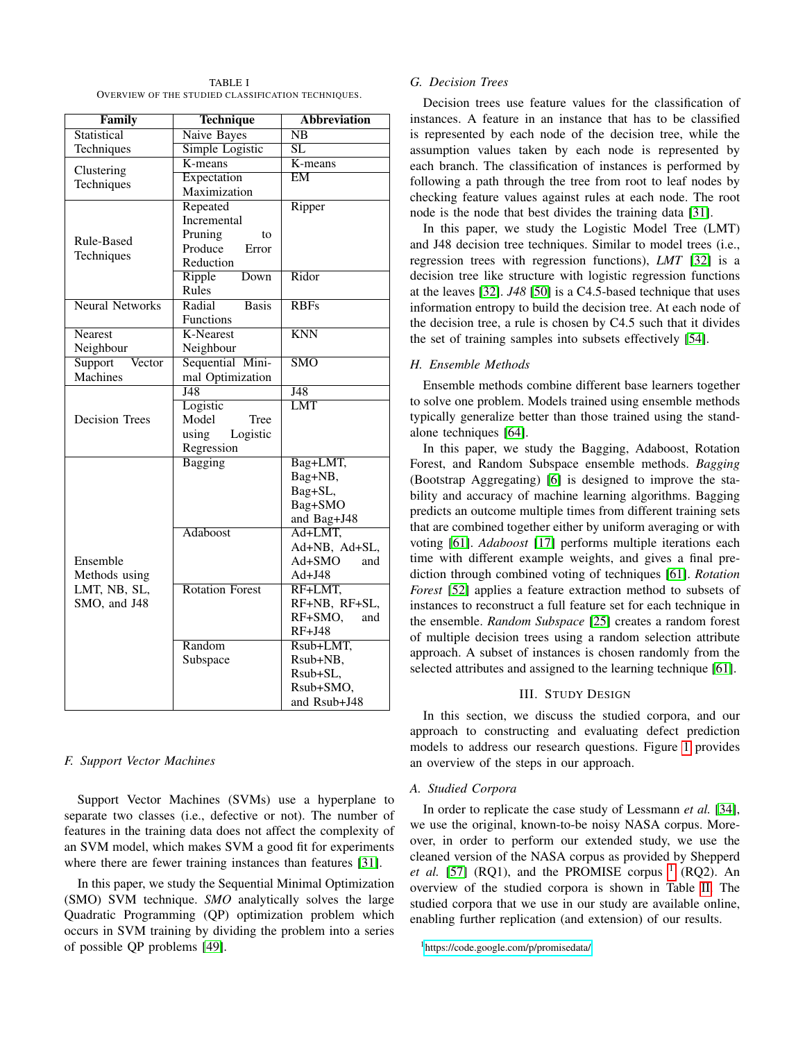TABLE I
OVERVIEW OF THE STUDIED CLASSIFICATION TECHNIQUES.

| Family | Technique | Abbreviation |
|---|---|---|
| Statistical Techniques | Naive Bayes | NB |
| | Simple Logistic | SL |
| Clustering Techniques | K-means | K-means |
| | Expectation Maximization | EM |
| Rule-Based Techniques | Repeated Incremental Pruning to Produce Error Reduction | Ripper |
| | Ripple Down Rules | Ridor |
| Neural Networks | Radial Basis Functions | RBFs |
| Nearest Neighbour | K-Nearest Neighbour | KNN |
| Support Vector Machines | Sequential Minimal Optimization | SMO |
| Decision Trees | J48 | J48 |
| | Logistic Model Tree using Logistic Regression | LMT |
| Ensemble Methods using LMT, NB, SL, SMO, and J48 | Bagging | Bag+LMT, Bag+NB, Bag+SL, Bag+SMO and Bag+J48 |
| | Adaboost | Ad+LMT, Ad+NB, Ad+SL, Ad+SMO and Ad+J48 |
| | Rotation Forest | RF+LMT, RF+NB, RF+SL, RF+SMO, and RF+J48 |
| | Random Subspace | Rsub+LMT, Rsub+NB, Rsub+SL, Rsub+SMO, and Rsub+J48 |

### F. Support Vector Machines

Support Vector Machines (SVMs) use a hyperplane to separate two classes (i.e., defective or not). The number of features in the training data does not affect the complexity of an SVM model, which makes SVM a good fit for experiments where there are fewer training instances than features [31].

In this paper, we study the Sequential Minimal Optimization (SMO) SVM technique. *SMO* analytically solves the large Quadratic Programming (QP) optimization problem which occurs in SVM training by dividing the problem into a series of possible QP problems [49].

### G. Decision Trees

Decision trees use feature values for the classification of instances. A feature in an instance that has to be classified is represented by each node of the decision tree, while the assumption values taken by each node is represented by each branch. The classification of instances is performed by following a path through the tree from root to leaf nodes by checking feature values against rules at each node. The root node is the node that best divides the training data [31].

In this paper, we study the Logistic Model Tree (LMT) and J48 decision tree techniques. Similar to model trees (i.e., regression trees with regression functions), *LMT* [32] is a decision tree like structure with logistic regression functions at the leaves [32]. *J48* [50] is a C4.5-based technique that uses information entropy to build the decision tree. At each node of the decision tree, a rule is chosen by C4.5 such that it divides the set of training samples into subsets effectively [54].

### H. Ensemble Methods

Ensemble methods combine different base learners together to solve one problem. Models trained using ensemble methods typically generalize better than those trained using the stand-alone techniques [64].

In this paper, we study the Bagging, Adaboost, Rotation Forest, and Random Subspace ensemble methods. *Bagging* (Bootstrap Aggregating) [6] is designed to improve the stability and accuracy of machine learning algorithms. Bagging predicts an outcome multiple times from different training sets that are combined together either by uniform averaging or with voting [61]. *Adaboost* [17] performs multiple iterations each time with different example weights, and gives a final prediction through combined voting of techniques [61]. *Rotation Forest* [52] applies a feature extraction method to subsets of instances to reconstruct a full feature set for each technique in the ensemble. *Random Subspace* [25] creates a random forest of multiple decision trees using a random selection attribute approach. A subset of instances is chosen randomly from the selected attributes and assigned to the learning technique [61].

## III. STUDY DESIGN

In this section, we discuss the studied corpora, and our approach to constructing and evaluating defect prediction models to address our research questions. Figure 1 provides an overview of the steps in our approach.

### A. Studied Corpora

In order to replicate the case study of Lessmann *et al.* [34], we use the original, known-to-be noisy NASA corpus. Moreover, in order to perform our extended study, we use the cleaned version of the NASA corpus as provided by Shepperd *et al.* [57] (RQ1), and the PROMISE corpus [1] (RQ2). An overview of the studied corpora is shown in Table II. The studied corpora that we use in our study are available online, enabling further replication (and extension) of our results.

[1] https://code.google.com/p/promisedata/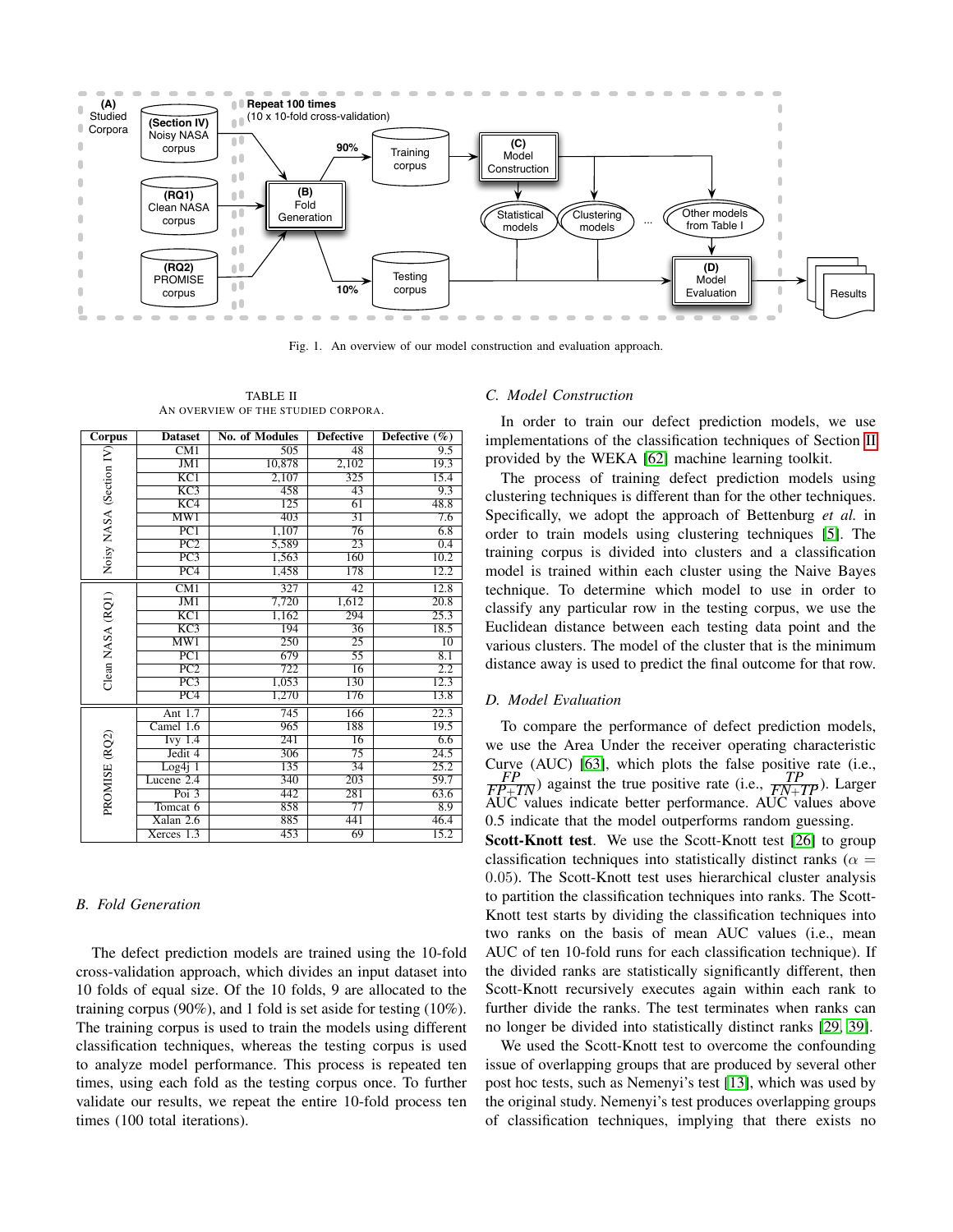Fig. 1. An overview of our model construction and evaluation approach.

TABLE II
AN OVERVIEW OF THE STUDIED CORPORA.

| Corpus | Dataset | No. of Modules | Defective | Defective (%) |
|---|---|---|---|---|
| Noisy NASA (Section IV) | CM1 | 505 | 48 | 9.5 |
| | JM1 | 10,878 | 2,102 | 19.3 |
| | KC1 | 2,107 | 325 | 15.4 |
| | KC3 | 458 | 43 | 9.3 |
| | KC4 | 125 | 61 | 48.8 |
| | MW1 | 403 | 31 | 7.6 |
| | PC1 | 1,107 | 76 | 6.8 |
| | PC2 | 5,589 | 23 | 0.4 |
| | PC3 | 1,563 | 160 | 10.2 |
| | PC4 | 1,458 | 178 | 12.2 |
| Clean NASA (RQ1) | CM1 | 327 | 42 | 12.8 |
| | JM1 | 7,720 | 1,612 | 20.8 |
| | KC1 | 1,162 | 294 | 25.3 |
| | KC3 | 194 | 36 | 18.5 |
| | MW1 | 250 | 25 | 10 |
| | PC1 | 679 | 55 | 8.1 |
| | PC2 | 722 | 16 | 2.2 |
| | PC3 | 1,053 | 130 | 12.3 |
| | PC4 | 1,270 | 176 | 13.8 |
| PROMISE (RQ2) | Ant 1.7 | 745 | 166 | 22.3 |
| | Camel 1.6 | 965 | 188 | 19.5 |
| | Ivy 1.4 | 241 | 16 | 6.6 |
| | Jedit 4 | 306 | 75 | 24.5 |
| | Log4j 1 | 135 | 34 | 25.2 |
| | Lucene 2.4 | 340 | 203 | 59.7 |
| | Poi 3 | 442 | 281 | 63.6 |
| | Tomcat 6 | 858 | 77 | 8.9 |
| | Xalan 2.6 | 885 | 441 | 46.4 |
| | Xerces 1.3 | 453 | 69 | 15.2 |

### B. Fold Generation

The defect prediction models are trained using the 10-fold cross-validation approach, which divides an input dataset into 10 folds of equal size. Of the 10 folds, 9 are allocated to the training corpus (90%), and 1 fold is set aside for testing (10%). The training corpus is used to train the models using different classification techniques, whereas the testing corpus is used to analyze model performance. This process is repeated ten times, using each fold as the testing corpus once. To further validate our results, we repeat the entire 10-fold process ten times (100 total iterations).

### C. Model Construction

In order to train our defect prediction models, we use implementations of the classification techniques of Section II provided by the WEKA [62] machine learning toolkit.

The process of training defect prediction models using clustering techniques is different than for the other techniques. Specifically, we adopt the approach of Bettenburg *et al.* in order to train models using clustering techniques [5]. The training corpus is divided into clusters and a classification model is trained within each cluster using the Naive Bayes technique. To determine which model to use in order to classify any particular row in the testing corpus, we use the Euclidean distance between each testing data point and the various clusters. The model of the cluster that is the minimum distance away is used to predict the final outcome for that row.

### D. Model Evaluation

To compare the performance of defect prediction models, we use the Area Under the receiver operating characteristic Curve (AUC) [63], which plots the false positive rate (i.e., $\frac{FP}{FP+TN}$) against the true positive rate (i.e., $\frac{TP}{FN+TP}$). Larger AUC values indicate better performance. AUC values above 0.5 indicate that the model outperforms random guessing.

**Scott-Knott test**. We use the Scott-Knott test [26] to group classification techniques into statistically distinct ranks ($\alpha = 0.05$). The Scott-Knott test uses hierarchical cluster analysis to partition the classification techniques into ranks. The Scott-Knott test starts by dividing the classification techniques into two ranks on the basis of mean AUC values (i.e., mean AUC of ten 10-fold runs for each classification technique). If the divided ranks are statistically significantly different, then Scott-Knott recursively executes again within each rank to further divide the ranks. The test terminates when ranks can no longer be divided into statistically distinct ranks [29, 39].

We used the Scott-Knott test to overcome the confounding issue of overlapping groups that are produced by several other post hoc tests, such as Nemenyi's test [13], which was used by the original study. Nemenyi's test produces overlapping groups of classification techniques, implying that there exists no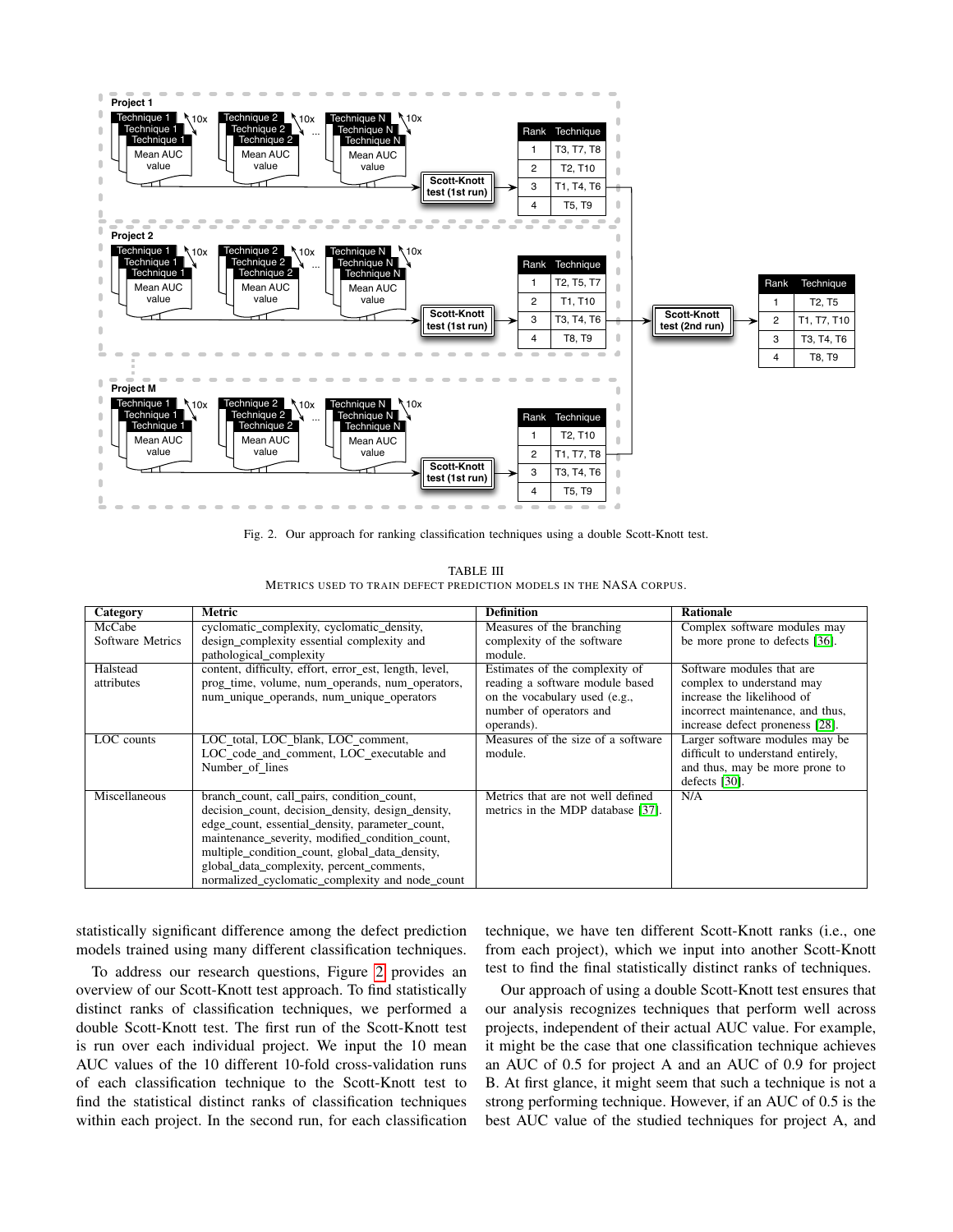Fig. 2. Our approach for ranking classification techniques using a double Scott-Knott test.

TABLE III
METRICS USED TO TRAIN DEFECT PREDICTION MODELS IN THE NASA CORPUS.

| Category | Metric | Definition | Rationale |
|---|---|---|---|
| McCabe Software Metrics | cyclomatic_complexity, cyclomatic_density, design_complexity essential complexity and pathological_complexity | Measures of the branching complexity of the software module. | Complex software modules may be more prone to defects [36]. |
| Halstead attributes | content, difficulty, effort, error_est, length, level, prog_time, volume, num_operands, num_operators, num_unique_operands, num_unique_operators | Estimates of the complexity of reading a software module based on the vocabulary used (e.g., number of operators and operands). | Software modules that are complex to understand may increase the likelihood of incorrect maintenance, and thus, increase defect proneness [28]. |
| LOC counts | LOC_total, LOC_blank, LOC_comment, LOC_code_and_comment, LOC_executable and Number_of_lines | Measures of the size of a software module. | Larger software modules may be difficult to understand entirely, and thus, may be more prone to defects [30]. |
| Miscellaneous | branch_count, call_pairs, condition_count, decision_count, decision_density, design_density, edge_count, essential_density, parameter_count, maintenance_severity, modified_condition_count, multiple_condition_count, global_data_density, global_data_complexity, percent_comments, normalized_cyclomatic_complexity and node_count | Metrics that are not well defined metrics in the MDP database [37]. | N/A |

statistically significant difference among the defect prediction models trained using many different classification techniques.

To address our research questions, Figure 2 provides an overview of our Scott-Knott test approach. To find statistically distinct ranks of classification techniques, we performed a double Scott-Knott test. The first run of the Scott-Knott test is run over each individual project. We input the 10 mean AUC values of the 10 different 10-fold cross-validation runs of each classification technique to the Scott-Knott test to find the statistical distinct ranks of classification techniques within each project. In the second run, for each classification technique, we have ten different Scott-Knott ranks (i.e., one from each project), which we input into another Scott-Knott test to find the final statistically distinct ranks of techniques.

Our approach of using a double Scott-Knott test ensures that our analysis recognizes techniques that perform well across projects, independent of their actual AUC value. For example, it might be the case that one classification technique achieves an AUC of 0.5 for project A and an AUC of 0.9 for project B. At first glance, it might seem that such a technique is not a strong performing technique. However, if an AUC of 0.5 is the best AUC value of the studied techniques for project A, and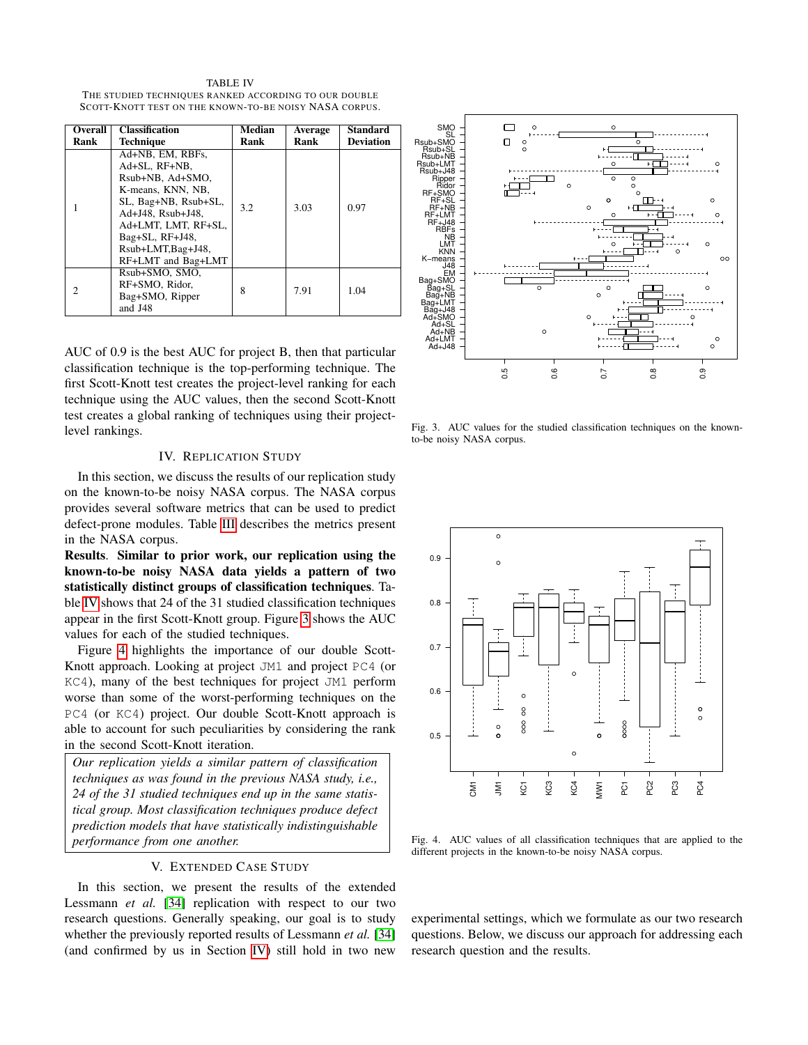TABLE IV
THE STUDIED TECHNIQUES RANKED ACCORDING TO OUR DOUBLE SCOTT-KNOTT TEST ON THE KNOWN-TO-BE NOISY NASA CORPUS.

| Overall Rank | Classification Technique | Median Rank | Average Rank | Standard Deviation |
|---|---|---|---|---|
| 1 | Ad+NB, EM, RBFs, Ad+SL, RF+NB, Rsub+NB, Ad+SMO, K-means, KNN, NB, SL, Bag+NB, Rsub+SL, Ad+J48, Rsub+J48, Ad+LMT, LMT, RF+SL, Bag+SL, RF+J48, Rsub+LMT,Bag+J48, RF+LMT and Bag+LMT | 3.2 | 3.03 | 0.97 |
| 2 | Rsub+SMO, SMO, RF+SMO, Ridor, Bag+SMO, Ripper and J48 | 8 | 7.91 | 1.04 |

AUC of 0.9 is the best AUC for project B, then that particular classification technique is the top-performing technique. The first Scott-Knott test creates the project-level ranking for each technique using the AUC values, then the second Scott-Knott test creates a global ranking of techniques using their project-level rankings.

## IV. Replication Study

In this section, we discuss the results of our replication study on the known-to-be noisy NASA corpus. The NASA corpus provides several software metrics that can be used to predict defect-prone modules. Table III describes the metrics present in the NASA corpus.

**Results**. **Similar to prior work, our replication using the known-to-be noisy NASA data yields a pattern of two statistically distinct groups of classification techniques**. Table IV shows that 24 of the 31 studied classification techniques appear in the first Scott-Knott group. Figure 3 shows the AUC values for each of the studied techniques.

Figure 4 highlights the importance of our double Scott-Knott approach. Looking at project JM1 and project PC4 (or KC4), many of the best techniques for project JM1 perform worse than some of the worst-performing techniques on the PC4 (or KC4) project. Our double Scott-Knott approach is able to account for such peculiarities by considering the rank in the second Scott-Knott iteration.

*Our replication yields a similar pattern of classification techniques as was found in the previous NASA study, i.e., 24 of the 31 studied techniques end up in the same statistical group. Most classification techniques produce defect prediction models that have statistically indistinguishable performance from one another.*

## V. Extended Case Study

In this section, we present the results of the extended Lessmann *et al.* [34] replication with respect to our two research questions. Generally speaking, our goal is to study whether the previously reported results of Lessmann *et al.* [34] (and confirmed by us in Section IV) still hold in two new experimental settings, which we formulate as our two research questions. Below, we discuss our approach for addressing each research question and the results.

Fig. 3. AUC values for the studied classification techniques on the known-to-be noisy NASA corpus.

Fig. 4. AUC values of all classification techniques that are applied to the different projects in the known-to-be noisy NASA corpus.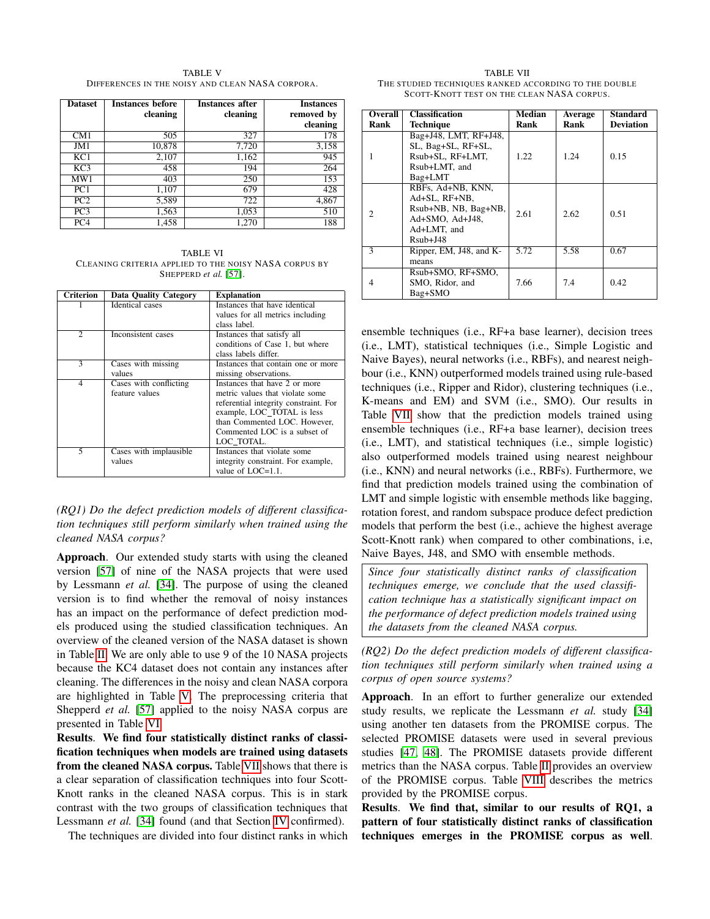TABLE V
DIFFERENCES IN THE NOISY AND CLEAN NASA CORPORA.

| Dataset | Instances before cleaning | Instances after cleaning | Instances removed by cleaning |
|---|---|---|---|
| CM1 | 505 | 327 | 178 |
| JM1 | 10,878 | 7,720 | 3,158 |
| KC1 | 2,107 | 1,162 | 945 |
| KC3 | 458 | 194 | 264 |
| MW1 | 403 | 250 | 153 |
| PC1 | 1,107 | 679 | 428 |
| PC2 | 5,589 | 722 | 4,867 |
| PC3 | 1,563 | 1,053 | 510 |
| PC4 | 1,458 | 1,270 | 188 |

TABLE VI
CLEANING CRITERIA APPLIED TO THE NOISY NASA CORPUS BY SHEPPERD *et al.* [57].

| Criterion | Data Quality Category | Explanation |
|---|---|---|
| 1 | Identical cases | Instances that have identical values for all metrics including class label. |
| 2 | Inconsistent cases | Instances that satisfy all conditions of Case 1, but where class labels differ. |
| 3 | Cases with missing values | Instances that contain one or more missing observations. |
| 4 | Cases with conflicting feature values | Instances that have 2 or more metric values that violate some referential integrity constraint. For example, LOC_TOTAL is less than Commented LOC. However, Commented LOC is a subset of LOC_TOTAL. |
| 5 | Cases with implausible values | Instances that violate some integrity constraint. For example, value of LOC=1.1. |

*(RQ1) Do the defect prediction models of different classification techniques still perform similarly when trained using the cleaned NASA corpus?*

**Approach**. Our extended study starts with using the cleaned version [57] of nine of the NASA projects that were used by Lessmann *et al.* [34]. The purpose of using the cleaned version is to find whether the removal of noisy instances has an impact on the performance of defect prediction models produced using the studied classification techniques. An overview of the cleaned version of the NASA dataset is shown in Table II. We are only able to use 9 of the 10 NASA projects because the KC4 dataset does not contain any instances after cleaning. The differences in the noisy and clean NASA corpora are highlighted in Table V. The preprocessing criteria that Shepperd *et al.* [57] applied to the noisy NASA corpus are presented in Table VI.

**Results**. **We find four statistically distinct ranks of classification techniques when models are trained using datasets from the cleaned NASA corpus.** Table VII shows that there is a clear separation of classification techniques into four Scott-Knott ranks in the cleaned NASA corpus. This is in stark contrast with the two groups of classification techniques that Lessmann *et al.* [34] found (and that Section IV confirmed).

The techniques are divided into four distinct ranks in which

TABLE VII
THE STUDIED TECHNIQUES RANKED ACCORDING TO THE DOUBLE SCOTT-KNOTT TEST ON THE CLEAN NASA CORPUS.

| Overall Rank | Classification Technique | Median Rank | Average Rank | Standard Deviation |
|---|---|---|---|---|
| 1 | Bag+J48, LMT, RF+J48, SL, Bag+SL, RF+SL, Rsub+SL, RF+LMT, Rsub+LMT, and Bag+LMT | 1.22 | 1.24 | 0.15 |
| 2 | RBFs, Ad+NB, KNN, Ad+SL, RF+NB, Rsub+NB, NB, Bag+NB, Ad+SMO, Ad+J48, Ad+LMT, and Rsub+J48 | 2.61 | 2.62 | 0.51 |
| 3 | Ripper, EM, J48, and K-means | 5.72 | 5.58 | 0.67 |
| 4 | Rsub+SMO, RF+SMO, SMO, Ridor, and Bag+SMO | 7.66 | 7.4 | 0.42 |

ensemble techniques (i.e., RF+a base learner), decision trees (i.e., LMT), statistical techniques (i.e., Simple Logistic and Naive Bayes), neural networks (i.e., RBFs), and nearest neighbour (i.e., KNN) outperformed models trained using rule-based techniques (i.e., Ripper and Ridor), clustering techniques (i.e., K-means and EM) and SVM (i.e., SMO). Our results in Table VII show that the prediction models trained using ensemble techniques (i.e., RF+a base learner), decision trees (i.e., LMT), and statistical techniques (i.e., simple logistic) also outperformed models trained using nearest neighbour (i.e., KNN) and neural networks (i.e., RBFs). Furthermore, we find that prediction models trained using the combination of LMT and simple logistic with ensemble methods like bagging, rotation forest, and random subspace produce defect prediction models that perform the best (i.e., achieve the highest average Scott-Knott rank) when compared to other combinations, i.e, Naive Bayes, J48, and SMO with ensemble methods.

> *Since four statistically distinct ranks of classification techniques emerge, we conclude that the used classification technique has a statistically significant impact on the performance of defect prediction models trained using the datasets from the cleaned NASA corpus.*

*(RQ2) Do the defect prediction models of different classification techniques still perform similarly when trained using a corpus of open source systems?*

**Approach**. In an effort to further generalize our extended study results, we replicate the Lessmann *et al.* study [34] using another ten datasets from the PROMISE corpus. The selected PROMISE datasets were used in several previous studies [47, 48]. The PROMISE datasets provide different metrics than the NASA corpus. Table II provides an overview of the PROMISE corpus. Table VIII describes the metrics provided by the PROMISE corpus.

**Results**. **We find that, similar to our results of RQ1, a pattern of four statistically distinct ranks of classification techniques emerges in the PROMISE corpus as well**.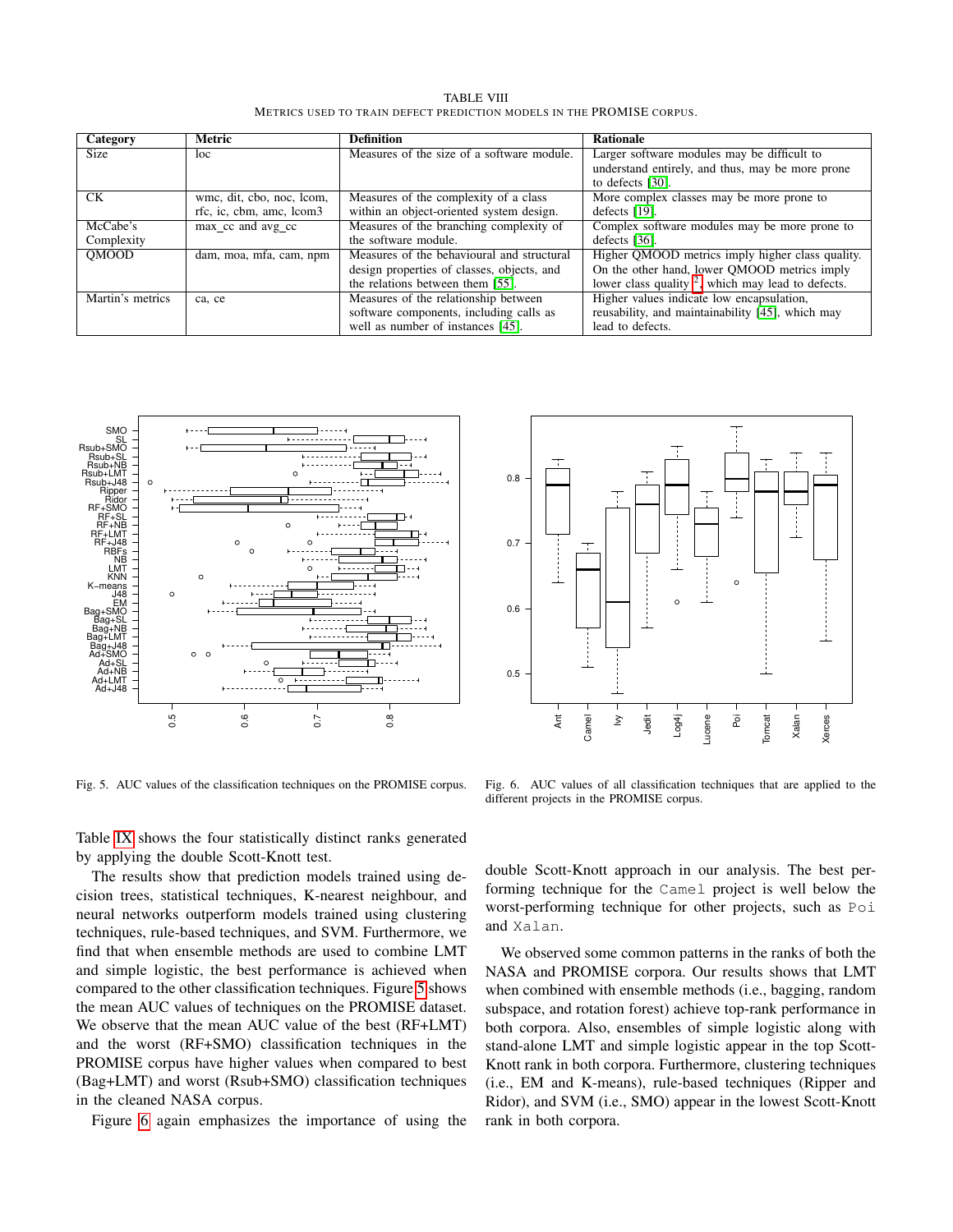TABLE VIII
METRICS USED TO TRAIN DEFECT PREDICTION MODELS IN THE PROMISE CORPUS.

| Category | Metric | Definition | Rationale |
|---|---|---|---|
| Size | loc | Measures of the size of a software module. | Larger software modules may be difficult to understand entirely, and thus, may be more prone to defects [30]. |
| CK | wmc, dit, cbo, noc, lcom, rfc, ic, cbm, amc, lcom3 | Measures of the complexity of a class within an object-oriented system design. | More complex classes may be more prone to defects [19]. |
| McCabe's Complexity | max_cc and avg_cc | Measures of the branching complexity of the software module. | Complex software modules may be more prone to defects [36]. |
| QMOOD | dam, moa, mfa, cam, npm | Measures of the behavioural and structural design properties of classes, objects, and the relations between them [55]. | Higher QMOOD metrics imply higher class quality. On the other hand, lower QMOOD metrics imply lower class quality [2], which may lead to defects. |
| Martin's metrics | ca, ce | Measures of the relationship between software components, including calls as well as number of instances [45]. | Higher values indicate low encapsulation, reusability, and maintainability [45], which may lead to defects. |

Fig. 5. AUC values of the classification techniques on the PROMISE corpus.

Fig. 6. AUC values of all classification techniques that are applied to the different projects in the PROMISE corpus.

Table IX shows the four statistically distinct ranks generated by applying the double Scott-Knott test.

The results show that prediction models trained using decision trees, statistical techniques, K-nearest neighbour, and neural networks outperform models trained using clustering techniques, rule-based techniques, and SVM. Furthermore, we find that when ensemble methods are used to combine LMT and simple logistic, the best performance is achieved when compared to the other classification techniques. Figure 5 shows the mean AUC values of techniques on the PROMISE dataset. We observe that the mean AUC value of the best (RF+LMT) and the worst (RF+SMO) classification techniques in the PROMISE corpus have higher values when compared to best (Bag+LMT) and worst (Rsub+SMO) classification techniques in the cleaned NASA corpus.

Figure 6 again emphasizes the importance of using the double Scott-Knott approach in our analysis. The best performing technique for the `Camel` project is well below the worst-performing technique for other projects, such as `Poi` and `Xalan`.

We observed some common patterns in the ranks of both the NASA and PROMISE corpora. Our results shows that LMT when combined with ensemble methods (i.e., bagging, random subspace, and rotation forest) achieve top-rank performance in both corpora. Also, ensembles of simple logistic along with stand-alone LMT and simple logistic appear in the top Scott-Knott rank in both corpora. Furthermore, clustering techniques (i.e., EM and K-means), rule-based techniques (Ripper and Ridor), and SVM (i.e., SMO) appear in the lowest Scott-Knott rank in both corpora.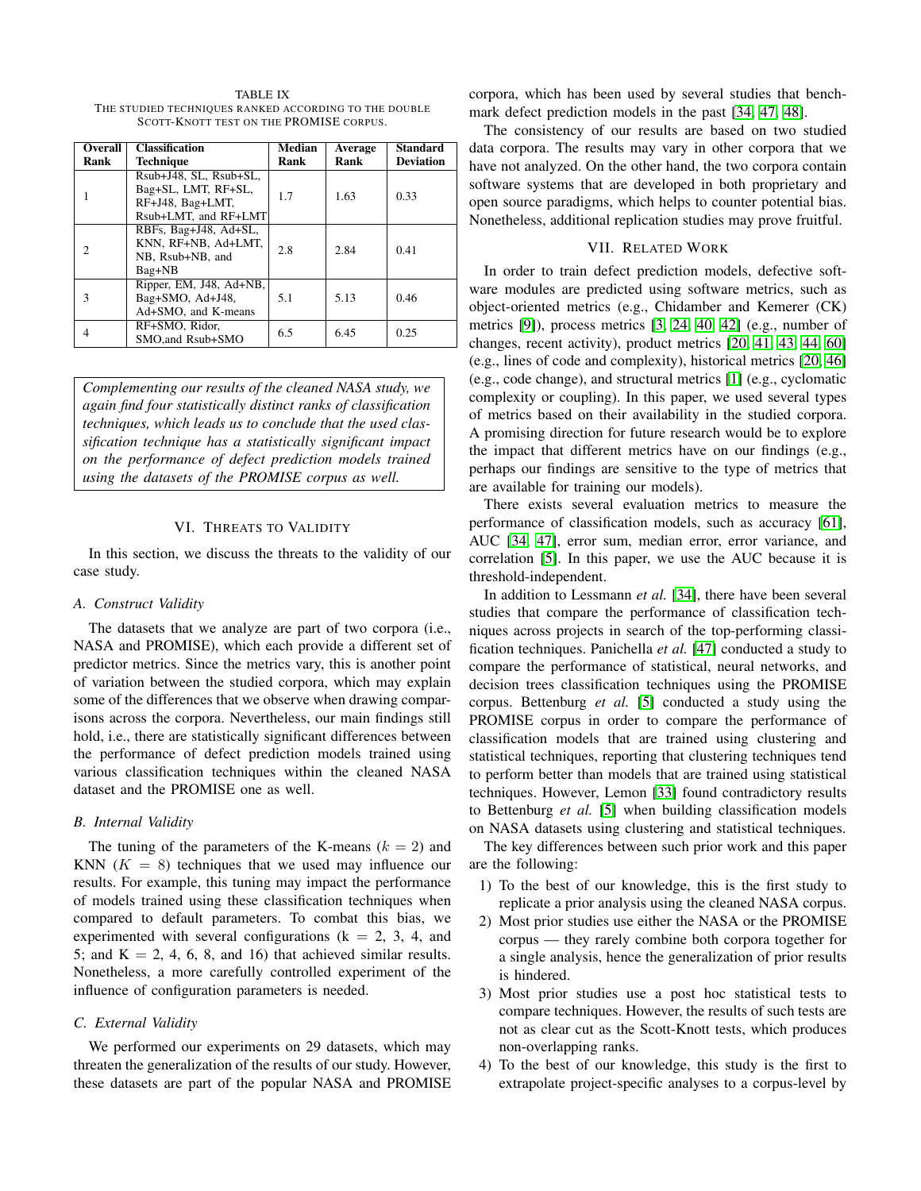TABLE IX
THE STUDIED TECHNIQUES RANKED ACCORDING TO THE DOUBLE SCOTT-KNOTT TEST ON THE PROMISE CORPUS.

| Overall Rank | Classification Technique | Median Rank | Average Rank | Standard Deviation |
|---|---|---|---|---|
| 1 | Rsub+J48, SL, Rsub+SL, Bag+SL, LMT, RF+SL, RF+J48, Bag+LMT, Rsub+LMT, and RF+LMT | 1.7 | 1.63 | 0.33 |
| 2 | RBFs, Bag+J48, Ad+SL, KNN, RF+NB, Ad+LMT, NB, Rsub+NB, and Bag+NB | 2.8 | 2.84 | 0.41 |
| 3 | Ripper, EM, J48, Ad+NB, Bag+SMO, Ad+J48, Ad+SMO, and K-means | 5.1 | 5.13 | 0.46 |
| 4 | RF+SMO, Ridor, SMO,and Rsub+SMO | 6.5 | 6.45 | 0.25 |

*Complementing our results of the cleaned NASA study, we again find four statistically distinct ranks of classification techniques, which leads us to conclude that the used classification technique has a statistically significant impact on the performance of defect prediction models trained using the datasets of the PROMISE corpus as well.*

## VI. Threats to Validity

In this section, we discuss the threats to the validity of our case study.

### A. Construct Validity

The datasets that we analyze are part of two corpora (i.e., NASA and PROMISE), which each provide a different set of predictor metrics. Since the metrics vary, this is another point of variation between the studied corpora, which may explain some of the differences that we observe when drawing comparisons across the corpora. Nevertheless, our main findings still hold, i.e., there are statistically significant differences between the performance of defect prediction models trained using various classification techniques within the cleaned NASA dataset and the PROMISE one as well.

### B. Internal Validity

The tuning of the parameters of the K-means ($k = 2$) and KNN ($K = 8$) techniques that we used may influence our results. For example, this tuning may impact the performance of models trained using these classification techniques when compared to default parameters. To combat this bias, we experimented with several configurations (k = 2, 3, 4, and 5; and K = 2, 4, 6, 8, and 16) that achieved similar results. Nonetheless, a more carefully controlled experiment of the influence of configuration parameters is needed.

### C. External Validity

We performed our experiments on 29 datasets, which may threaten the generalization of the results of our study. However, these datasets are part of the popular NASA and PROMISE corpora, which has been used by several studies that benchmark defect prediction models in the past [34, 47, 48].

The consistency of our results are based on two studied data corpora. The results may vary in other corpora that we have not analyzed. On the other hand, the two corpora contain software systems that are developed in both proprietary and open source paradigms, which helps to counter potential bias. Nonetheless, additional replication studies may prove fruitful.

## VII. Related Work

In order to train defect prediction models, defective software modules are predicted using software metrics, such as object-oriented metrics (e.g., Chidamber and Kemerer (CK) metrics [9]), process metrics [3, 24, 40, 42] (e.g., number of changes, recent activity), product metrics [20, 41, 43, 44, 60] (e.g., lines of code and complexity), historical metrics [20, 46] (e.g., code change), and structural metrics [1] (e.g., cyclomatic complexity or coupling). In this paper, we used several types of metrics based on their availability in the studied corpora. A promising direction for future research would be to explore the impact that different metrics have on our findings (e.g., perhaps our findings are sensitive to the type of metrics that are available for training our models).

There exists several evaluation metrics to measure the performance of classification models, such as accuracy [61], AUC [34, 47], error sum, median error, error variance, and correlation [5]. In this paper, we use the AUC because it is threshold-independent.

In addition to Lessmann *et al.* [34], there have been several studies that compare the performance of classification techniques across projects in search of the top-performing classification techniques. Panichella *et al.* [47] conducted a study to compare the performance of statistical, neural networks, and decision trees classification techniques using the PROMISE corpus. Bettenburg *et al.* [5] conducted a study using the PROMISE corpus in order to compare the performance of classification models that are trained using clustering and statistical techniques, reporting that clustering techniques tend to perform better than models that are trained using statistical techniques. However, Lemon [33] found contradictory results to Bettenburg *et al.* [5] when building classification models on NASA datasets using clustering and statistical techniques.

The key differences between such prior work and this paper are the following:

1) To the best of our knowledge, this is the first study to replicate a prior analysis using the cleaned NASA corpus.
2) Most prior studies use either the NASA or the PROMISE corpus — they rarely combine both corpora together for a single analysis, hence the generalization of prior results is hindered.
3) Most prior studies use a post hoc statistical tests to compare techniques. However, the results of such tests are not as clear cut as the Scott-Knott tests, which produces non-overlapping ranks.
4) To the best of our knowledge, this study is the first to extrapolate project-specific analyses to a corpus-level by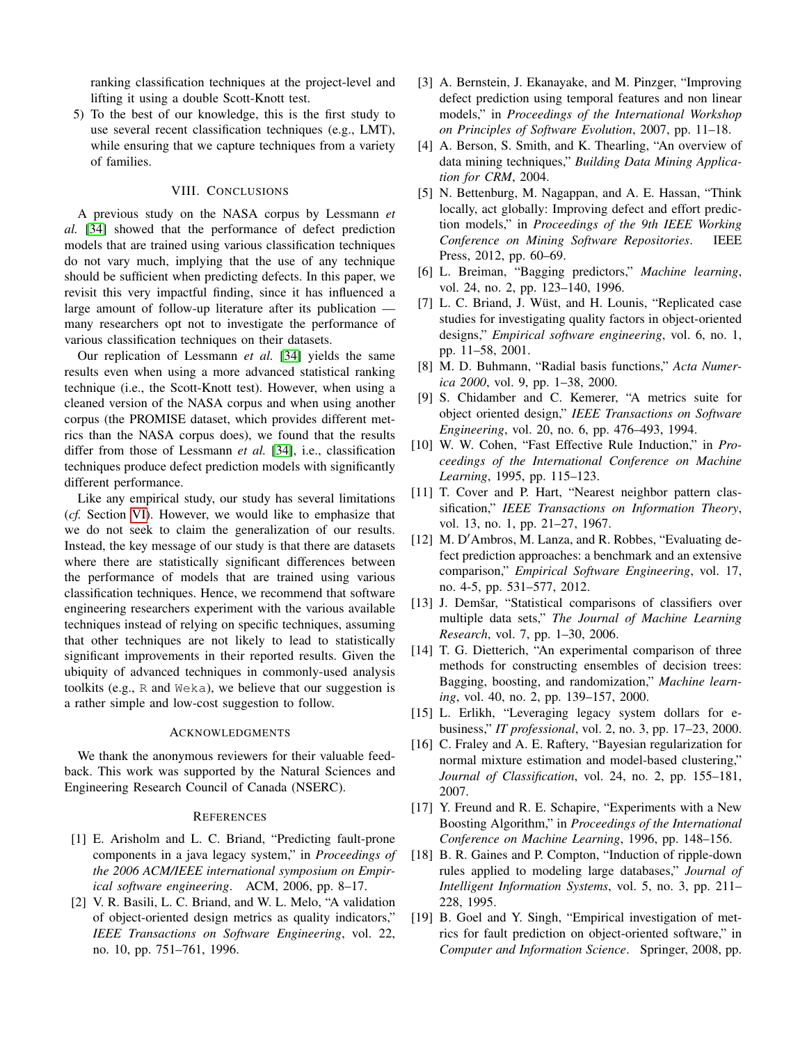ranking classification techniques at the project-level and lifting it using a double Scott-Knott test.

5) To the best of our knowledge, this is the first study to use several recent classification techniques (e.g., LMT), while ensuring that we capture techniques from a variety of families.

## VIII. Conclusions

A previous study on the NASA corpus by Lessmann *et al.* [34] showed that the performance of defect prediction models that are trained using various classification techniques do not vary much, implying that the use of any technique should be sufficient when predicting defects. In this paper, we revisit this very impactful finding, since it has influenced a large amount of follow-up literature after its publication — many researchers opt not to investigate the performance of various classification techniques on their datasets.

Our replication of Lessmann *et al.* [34] yields the same results even when using a more advanced statistical ranking technique (i.e., the Scott-Knott test). However, when using a cleaned version of the NASA corpus and when using another corpus (the PROMISE dataset, which provides different metrics than the NASA corpus does), we found that the results differ from those of Lessmann *et al.* [34], i.e., classification techniques produce defect prediction models with significantly different performance.

Like any empirical study, our study has several limitations (*cf.* Section VI). However, we would like to emphasize that we do not seek to claim the generalization of our results. Instead, the key message of our study is that there are datasets where there are statistically significant differences between the performance of models that are trained using various classification techniques. Hence, we recommend that software engineering researchers experiment with the various available techniques instead of relying on specific techniques, assuming that other techniques are not likely to lead to statistically significant improvements in their reported results. Given the ubiquity of advanced techniques in commonly-used analysis toolkits (e.g., `R` and `Weka`), we believe that our suggestion is a rather simple and low-cost suggestion to follow.

## Acknowledgments

We thank the anonymous reviewers for their valuable feedback. This work was supported by the Natural Sciences and Engineering Research Council of Canada (NSERC).

## References

[1] E. Arisholm and L. C. Briand, "Predicting fault-prone components in a java legacy system," in *Proceedings of the 2006 ACM/IEEE international symposium on Empirical software engineering*. ACM, 2006, pp. 8–17.

[2] V. R. Basili, L. C. Briand, and W. L. Melo, "A validation of object-oriented design metrics as quality indicators," *IEEE Transactions on Software Engineering*, vol. 22, no. 10, pp. 751–761, 1996.

[3] A. Bernstein, J. Ekanayake, and M. Pinzger, "Improving defect prediction using temporal features and non linear models," in *Proceedings of the International Workshop on Principles of Software Evolution*, 2007, pp. 11–18.

[4] A. Berson, S. Smith, and K. Thearling, "An overview of data mining techniques," *Building Data Mining Application for CRM*, 2004.

[5] N. Bettenburg, M. Nagappan, and A. E. Hassan, "Think locally, act globally: Improving defect and effort prediction models," in *Proceedings of the 9th IEEE Working Conference on Mining Software Repositories*. IEEE Press, 2012, pp. 60–69.

[6] L. Breiman, "Bagging predictors," *Machine learning*, vol. 24, no. 2, pp. 123–140, 1996.

[7] L. C. Briand, J. Wüst, and H. Lounis, "Replicated case studies for investigating quality factors in object-oriented designs," *Empirical software engineering*, vol. 6, no. 1, pp. 11–58, 2001.

[8] M. D. Buhmann, "Radial basis functions," *Acta Numerica 2000*, vol. 9, pp. 1–38, 2000.

[9] S. Chidamber and C. Kemerer, "A metrics suite for object oriented design," *IEEE Transactions on Software Engineering*, vol. 20, no. 6, pp. 476–493, 1994.

[10] W. W. Cohen, "Fast Effective Rule Induction," in *Proceedings of the International Conference on Machine Learning*, 1995, pp. 115–123.

[11] T. Cover and P. Hart, "Nearest neighbor pattern classification," *IEEE Transactions on Information Theory*, vol. 13, no. 1, pp. 21–27, 1967.

[12] M. D′Ambros, M. Lanza, and R. Robbes, "Evaluating defect prediction approaches: a benchmark and an extensive comparison," *Empirical Software Engineering*, vol. 17, no. 4-5, pp. 531–577, 2012.

[13] J. Demšar, "Statistical comparisons of classifiers over multiple data sets," *The Journal of Machine Learning Research*, vol. 7, pp. 1–30, 2006.

[14] T. G. Dietterich, "An experimental comparison of three methods for constructing ensembles of decision trees: Bagging, boosting, and randomization," *Machine learning*, vol. 40, no. 2, pp. 139–157, 2000.

[15] L. Erlikh, "Leveraging legacy system dollars for e-business," *IT professional*, vol. 2, no. 3, pp. 17–23, 2000.

[16] C. Fraley and A. E. Raftery, "Bayesian regularization for normal mixture estimation and model-based clustering," *Journal of Classification*, vol. 24, no. 2, pp. 155–181, 2007.

[17] Y. Freund and R. E. Schapire, "Experiments with a New Boosting Algorithm," in *Proceedings of the International Conference on Machine Learning*, 1996, pp. 148–156.

[18] B. R. Gaines and P. Compton, "Induction of ripple-down rules applied to modeling large databases," *Journal of Intelligent Information Systems*, vol. 5, no. 3, pp. 211–228, 1995.

[19] B. Goel and Y. Singh, "Empirical investigation of metrics for fault prediction on object-oriented software," in *Computer and Information Science*. Springer, 2008, pp.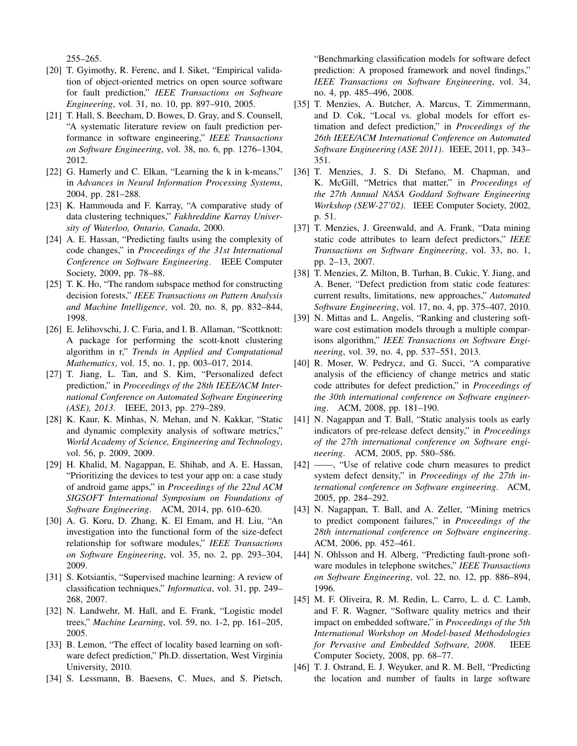255–265.

[20] T. Gyimothy, R. Ferenc, and I. Siket, "Empirical validation of object-oriented metrics on open source software for fault prediction," *IEEE Transactions on Software Engineering*, vol. 31, no. 10, pp. 897–910, 2005.

[21] T. Hall, S. Beecham, D. Bowes, D. Gray, and S. Counsell, "A systematic literature review on fault prediction performance in software engineering," *IEEE Transactions on Software Engineering*, vol. 38, no. 6, pp. 1276–1304, 2012.

[22] G. Hamerly and C. Elkan, "Learning the k in k-means," in *Advances in Neural Information Processing Systems*, 2004, pp. 281–288.

[23] K. Hammouda and F. Karray, "A comparative study of data clustering techniques," *Fakhreddine Karray University of Waterloo, Ontario, Canada*, 2000.

[24] A. E. Hassan, "Predicting faults using the complexity of code changes," in *Proceedings of the 31st International Conference on Software Engineering*. IEEE Computer Society, 2009, pp. 78–88.

[25] T. K. Ho, "The random subspace method for constructing decision forests," *IEEE Transactions on Pattern Analysis and Machine Intelligence*, vol. 20, no. 8, pp. 832–844, 1998.

[26] E. Jelihovschi, J. C. Faria, and I. B. Allaman, "Scottknott: A package for performing the scott-knott clustering algorithm in r," *Trends in Applied and Computational Mathematics*, vol. 15, no. 1, pp. 003–017, 2014.

[27] T. Jiang, L. Tan, and S. Kim, "Personalized defect prediction," in *Proceedings of the 28th IEEE/ACM International Conference on Automated Software Engineering (ASE), 2013*. IEEE, 2013, pp. 279–289.

[28] K. Kaur, K. Minhas, N. Mehan, and N. Kakkar, "Static and dynamic complexity analysis of software metrics," *World Academy of Science, Engineering and Technology*, vol. 56, p. 2009, 2009.

[29] H. Khalid, M. Nagappan, E. Shihab, and A. E. Hassan, "Prioritizing the devices to test your app on: a case study of android game apps," in *Proceedings of the 22nd ACM SIGSOFT International Symposium on Foundations of Software Engineering*. ACM, 2014, pp. 610–620.

[30] A. G. Koru, D. Zhang, K. El Emam, and H. Liu, "An investigation into the functional form of the size-defect relationship for software modules," *IEEE Transactions on Software Engineering*, vol. 35, no. 2, pp. 293–304, 2009.

[31] S. Kotsiantis, "Supervised machine learning: A review of classification techniques," *Informatica*, vol. 31, pp. 249–268, 2007.

[32] N. Landwehr, M. Hall, and E. Frank, "Logistic model trees," *Machine Learning*, vol. 59, no. 1-2, pp. 161–205, 2005.

[33] B. Lemon, "The effect of locality based learning on software defect prediction," Ph.D. dissertation, West Virginia University, 2010.

[34] S. Lessmann, B. Baesens, C. Mues, and S. Pietsch, "Benchmarking classification models for software defect prediction: A proposed framework and novel findings," *IEEE Transactions on Software Engineering*, vol. 34, no. 4, pp. 485–496, 2008.

[35] T. Menzies, A. Butcher, A. Marcus, T. Zimmermann, and D. Cok, "Local vs. global models for effort estimation and defect prediction," in *Proceedings of the 26th IEEE/ACM International Conference on Automated Software Engineering (ASE 2011)*. IEEE, 2011, pp. 343–351.

[36] T. Menzies, J. S. Di Stefano, M. Chapman, and K. McGill, "Metrics that matter," in *Proceedings of the 27th Annual NASA Goddard Software Engineering Workshop (SEW-27'02)*. IEEE Computer Society, 2002, p. 51.

[37] T. Menzies, J. Greenwald, and A. Frank, "Data mining static code attributes to learn defect predictors," *IEEE Transactions on Software Engineering*, vol. 33, no. 1, pp. 2–13, 2007.

[38] T. Menzies, Z. Milton, B. Turhan, B. Cukic, Y. Jiang, and A. Bener, "Defect prediction from static code features: current results, limitations, new approaches," *Automated Software Engineering*, vol. 17, no. 4, pp. 375–407, 2010.

[39] N. Mittas and L. Angelis, "Ranking and clustering software cost estimation models through a multiple comparisons algorithm," *IEEE Transactions on Software Engineering*, vol. 39, no. 4, pp. 537–551, 2013.

[40] R. Moser, W. Pedrycz, and G. Succi, "A comparative analysis of the efficiency of change metrics and static code attributes for defect prediction," in *Proceedings of the 30th international conference on Software engineering*. ACM, 2008, pp. 181–190.

[41] N. Nagappan and T. Ball, "Static analysis tools as early indicators of pre-release defect density," in *Proceedings of the 27th international conference on Software engineering*. ACM, 2005, pp. 580–586.

[42] ——, "Use of relative code churn measures to predict system defect density," in *Proceedings of the 27th international conference on Software engineering*. ACM, 2005, pp. 284–292.

[43] N. Nagappan, T. Ball, and A. Zeller, "Mining metrics to predict component failures," in *Proceedings of the 28th international conference on Software engineering*. ACM, 2006, pp. 452–461.

[44] N. Ohlsson and H. Alberg, "Predicting fault-prone software modules in telephone switches," *IEEE Transactions on Software Engineering*, vol. 22, no. 12, pp. 886–894, 1996.

[45] M. F. Oliveira, R. M. Redin, L. Carro, L. d. C. Lamb, and F. R. Wagner, "Software quality metrics and their impact on embedded software," in *Proceedings of the 5th International Workshop on Model-based Methodologies for Pervasive and Embedded Software, 2008*. IEEE Computer Society, 2008, pp. 68–77.

[46] T. J. Ostrand, E. J. Weyuker, and R. M. Bell, "Predicting the location and number of faults in large software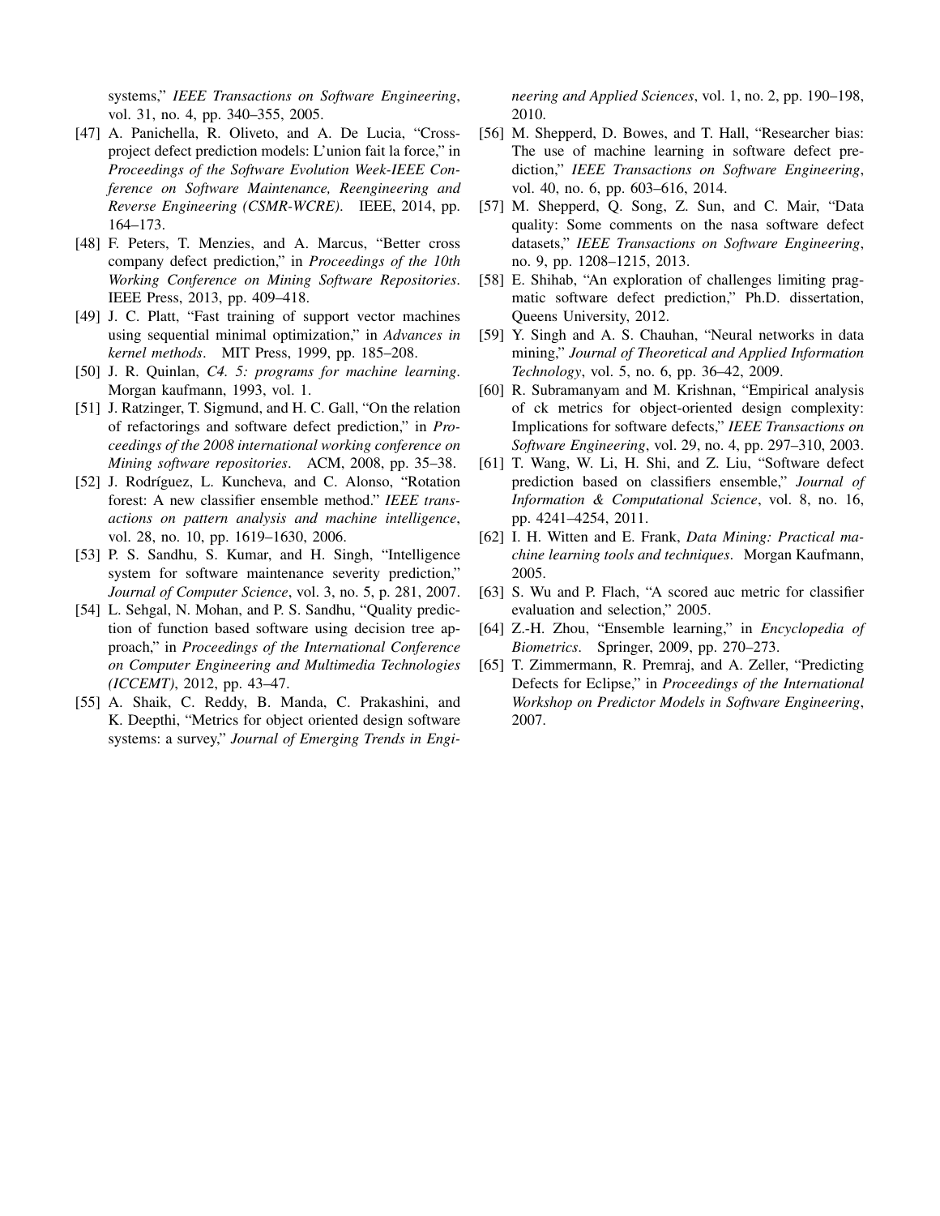systems," *IEEE Transactions on Software Engineering*, vol. 31, no. 4, pp. 340–355, 2005.

[47] A. Panichella, R. Oliveto, and A. De Lucia, "Cross-project defect prediction models: L'union fait la force," in *Proceedings of the Software Evolution Week-IEEE Conference on Software Maintenance, Reengineering and Reverse Engineering (CSMR-WCRE)*. IEEE, 2014, pp. 164–173.

[48] F. Peters, T. Menzies, and A. Marcus, "Better cross company defect prediction," in *Proceedings of the 10th Working Conference on Mining Software Repositories*. IEEE Press, 2013, pp. 409–418.

[49] J. C. Platt, "Fast training of support vector machines using sequential minimal optimization," in *Advances in kernel methods*. MIT Press, 1999, pp. 185–208.

[50] J. R. Quinlan, *C4. 5: programs for machine learning*. Morgan kaufmann, 1993, vol. 1.

[51] J. Ratzinger, T. Sigmund, and H. C. Gall, "On the relation of refactorings and software defect prediction," in *Proceedings of the 2008 international working conference on Mining software repositories*. ACM, 2008, pp. 35–38.

[52] J. Rodríguez, L. Kuncheva, and C. Alonso, "Rotation forest: A new classifier ensemble method." *IEEE transactions on pattern analysis and machine intelligence*, vol. 28, no. 10, pp. 1619–1630, 2006.

[53] P. S. Sandhu, S. Kumar, and H. Singh, "Intelligence system for software maintenance severity prediction," *Journal of Computer Science*, vol. 3, no. 5, p. 281, 2007.

[54] L. Sehgal, N. Mohan, and P. S. Sandhu, "Quality prediction of function based software using decision tree approach," in *Proceedings of the International Conference on Computer Engineering and Multimedia Technologies (ICCEMT)*, 2012, pp. 43–47.

[55] A. Shaik, C. Reddy, B. Manda, C. Prakashini, and K. Deepthi, "Metrics for object oriented design software systems: a survey," *Journal of Emerging Trends in Engineering and Applied Sciences*, vol. 1, no. 2, pp. 190–198, 2010.

[56] M. Shepperd, D. Bowes, and T. Hall, "Researcher bias: The use of machine learning in software defect prediction," *IEEE Transactions on Software Engineering*, vol. 40, no. 6, pp. 603–616, 2014.

[57] M. Shepperd, Q. Song, Z. Sun, and C. Mair, "Data quality: Some comments on the nasa software defect datasets," *IEEE Transactions on Software Engineering*, no. 9, pp. 1208–1215, 2013.

[58] E. Shihab, "An exploration of challenges limiting pragmatic software defect prediction," Ph.D. dissertation, Queens University, 2012.

[59] Y. Singh and A. S. Chauhan, "Neural networks in data mining," *Journal of Theoretical and Applied Information Technology*, vol. 5, no. 6, pp. 36–42, 2009.

[60] R. Subramanyam and M. Krishnan, "Empirical analysis of ck metrics for object-oriented design complexity: Implications for software defects," *IEEE Transactions on Software Engineering*, vol. 29, no. 4, pp. 297–310, 2003.

[61] T. Wang, W. Li, H. Shi, and Z. Liu, "Software defect prediction based on classifiers ensemble," *Journal of Information & Computational Science*, vol. 8, no. 16, pp. 4241–4254, 2011.

[62] I. H. Witten and E. Frank, *Data Mining: Practical machine learning tools and techniques*. Morgan Kaufmann, 2005.

[63] S. Wu and P. Flach, "A scored auc metric for classifier evaluation and selection," 2005.

[64] Z.-H. Zhou, "Ensemble learning," in *Encyclopedia of Biometrics*. Springer, 2009, pp. 270–273.

[65] T. Zimmermann, R. Premraj, and A. Zeller, "Predicting Defects for Eclipse," in *Proceedings of the International Workshop on Predictor Models in Software Engineering*, 2007.